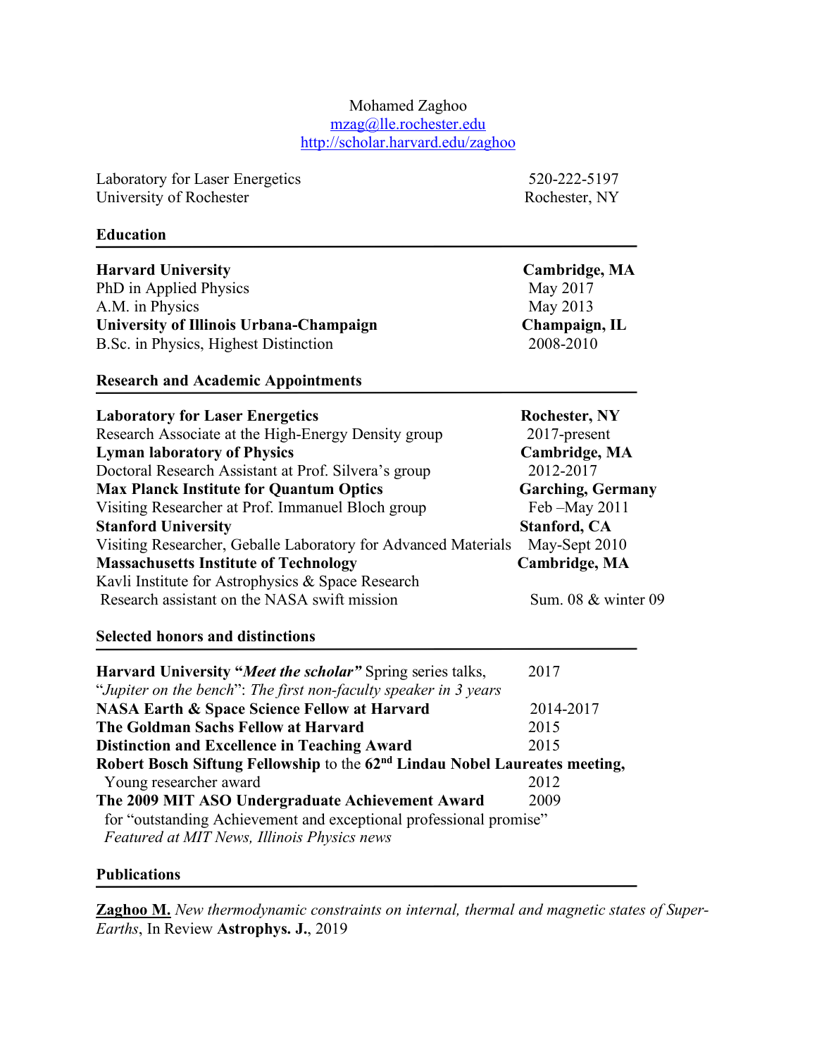Mohamed Zaghoo
mzag@lle.rochester.edu
http://scholar.harvard.edu/zaghoo

Laboratory for Laser Energetics — 520-222-5197
University of Rochester — Rochester, NY

## Education

**Harvard University** — **Cambridge, MA**
PhD in Applied Physics — May 2017
A.M. in Physics — May 2013

**University of Illinois Urbana-Champaign** — **Champaign, IL**
B.Sc. in Physics, Highest Distinction — 2008-2010

## Research and Academic Appointments

**Laboratory for Laser Energetics** — **Rochester, NY**
Research Associate at the High-Energy Density group — 2017-present

**Lyman laboratory of Physics** — **Cambridge, MA**
Doctoral Research Assistant at Prof. Silvera's group — 2012-2017

**Max Planck Institute for Quantum Optics** — **Garching, Germany**
Visiting Researcher at Prof. Immanuel Bloch group — Feb –May 2011

**Stanford University** — **Stanford, CA**
Visiting Researcher, Geballe Laboratory for Advanced Materials — May-Sept 2010

**Massachusetts Institute of Technology** — **Cambridge, MA**
Kavli Institute for Astrophysics & Space Research
Research assistant on the NASA swift mission — Sum. 08 & winter 09

## Selected honors and distinctions

**Harvard University "*Meet the scholar*"** Spring series talks, — 2017
"*Jupiter on the bench*": *The first non-faculty speaker in 3 years*

**NASA Earth & Space Science Fellow at Harvard** — 2014-2017

**The Goldman Sachs Fellow at Harvard** — 2015

**Distinction and Excellence in Teaching Award** — 2015

**Robert Bosch Siftung Fellowship** to the **62nd Lindau Nobel Laureates meeting,**
Young researcher award — 2012

**The 2009 MIT ASO Undergraduate Achievement Award** — 2009
for "outstanding Achievement and exceptional professional promise"
*Featured at MIT News, Illinois Physics news*

## Publications

**Zaghoo M.** *New thermodynamic constraints on internal, thermal and magnetic states of Super-Earths*, In Review **Astrophys. J.**, 2019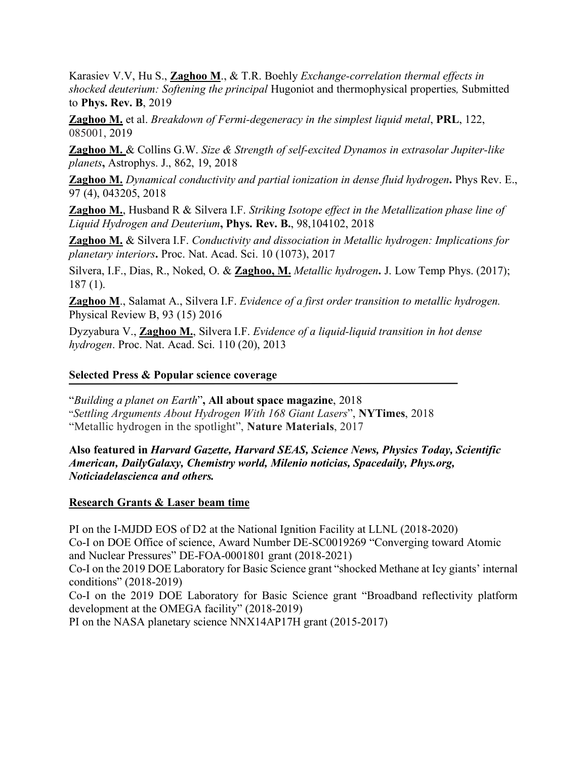Karasiev V.V, Hu S., **Zaghoo M**., & T.R. Boehly *Exchange-correlation thermal effects in shocked deuterium: Softening the principal* Hugoniot and thermophysical properties*,* Submitted to **Phys. Rev. B**, 2019

**Zaghoo M.** et al. *Breakdown of Fermi-degeneracy in the simplest liquid metal*, **PRL**, 122, 085001, 2019

**Zaghoo M.** & Collins G.W. *Size & Strength of self-excited Dynamos in extrasolar Jupiter-like planets***,** Astrophys. J., 862, 19, 2018

**Zaghoo M.** *Dynamical conductivity and partial ionization in dense fluid hydrogen***.** Phys Rev. E., 97 (4), 043205, 2018

**Zaghoo M.**, Husband R & Silvera I.F. *Striking Isotope effect in the Metallization phase line of Liquid Hydrogen and Deuterium***, Phys. Rev. B.**, 98,104102, 2018

**Zaghoo M.** & Silvera I.F. *Conductivity and dissociation in Metallic hydrogen: Implications for planetary interiors***.** Proc. Nat. Acad. Sci. 10 (1073), 2017

Silvera, I.F., Dias, R., Noked, O. & **Zaghoo, M.** *Metallic hydrogen***.** J. Low Temp Phys. (2017); 187 (1).

**Zaghoo M**., Salamat A., Silvera I.F. *Evidence of a first order transition to metallic hydrogen.* Physical Review B, 93 (15) 2016

Dyzyabura V., **Zaghoo M.**, Silvera I.F. *Evidence of a liquid-liquid transition in hot dense hydrogen*. Proc. Nat. Acad. Sci. 110 (20), 2013

### Selected Press & Popular science coverage

"*Building a planet on Earth*"**, All about space magazine**, 2018
"*Settling Arguments About Hydrogen With 168 Giant Lasers*", **NYTimes**, 2018
"Metallic hydrogen in the spotlight", **Nature Materials**, 2017

**Also featured in *Harvard Gazette, Harvard SEAS, Science News, Physics Today, Scientific American, DailyGalaxy, Chemistry world, Milenio noticias, Spacedaily, Phys.org, Noticiadelascienca and others.***

### Research Grants & Laser beam time

PI on the I-MJDD EOS of D2 at the National Ignition Facility at LLNL (2018-2020)
Co-I on DOE Office of science, Award Number DE-SC0019269 "Converging toward Atomic and Nuclear Pressures" DE-FOA-0001801 grant (2018-2021)
Co-I on the 2019 DOE Laboratory for Basic Science grant "shocked Methane at Icy giants' internal conditions" (2018-2019)
Co-I on the 2019 DOE Laboratory for Basic Science grant "Broadband reflectivity platform development at the OMEGA facility" (2018-2019)
PI on the NASA planetary science NNX14AP17H grant (2015-2017)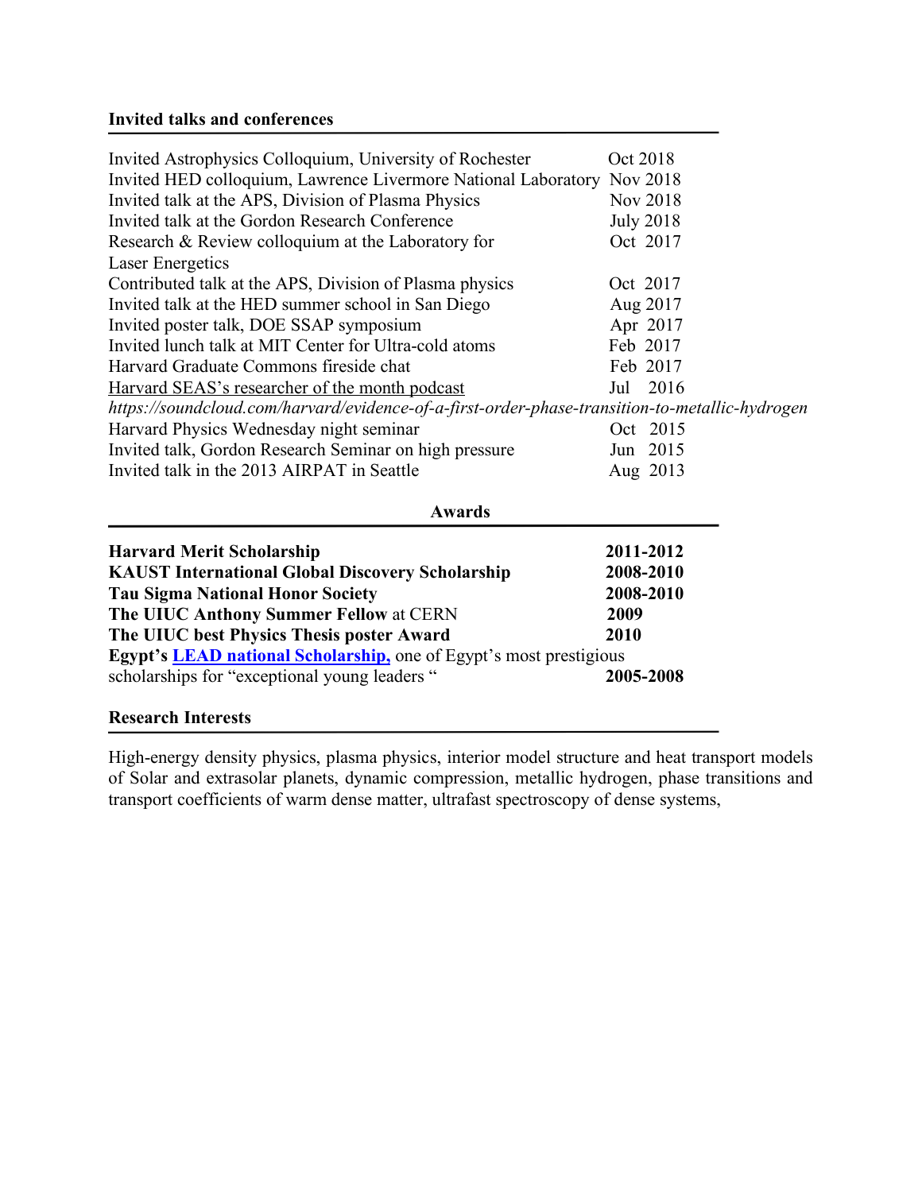## Invited talks and conferences

| | |
|---|---|
| Invited Astrophysics Colloquium, University of Rochester | Oct 2018 |
| Invited HED colloquium, Lawrence Livermore National Laboratory | Nov 2018 |
| Invited talk at the APS, Division of Plasma Physics | Nov 2018 |
| Invited talk at the Gordon Research Conference | July 2018 |
| Research & Review colloquium at the Laboratory for Laser Energetics | Oct 2017 |
| Contributed talk at the APS, Division of Plasma physics | Oct 2017 |
| Invited talk at the HED summer school in San Diego | Aug 2017 |
| Invited poster talk, DOE SSAP symposium | Apr 2017 |
| Invited lunch talk at MIT Center for Ultra-cold atoms | Feb 2017 |
| Harvard Graduate Commons fireside chat | Feb 2017 |
| Harvard SEAS's researcher of the month podcast | Jul 2016 |

*https://soundcloud.com/harvard/evidence-of-a-first-order-phase-transition-to-metallic-hydrogen*

| | |
|---|---|
| Harvard Physics Wednesday night seminar | Oct 2015 |
| Invited talk, Gordon Research Seminar on high pressure | Jun 2015 |
| Invited talk in the 2013 AIRPAT in Seattle | Aug 2013 |

## Awards

| | |
|---|---|
| **Harvard Merit Scholarship** | **2011-2012** |
| **KAUST International Global Discovery Scholarship** | **2008-2010** |
| **Tau Sigma National Honor Society** | **2008-2010** |
| **The UIUC Anthony Summer Fellow** at CERN | **2009** |
| **The UIUC best Physics Thesis poster Award** | **2010** |
| **Egypt's LEAD national Scholarship,** one of Egypt's most prestigious scholarships for "exceptional young leaders " | **2005-2008** |

## Research Interests

High-energy density physics, plasma physics, interior model structure and heat transport models of Solar and extrasolar planets, dynamic compression, metallic hydrogen, phase transitions and transport coefficients of warm dense matter, ultrafast spectroscopy of dense systems,